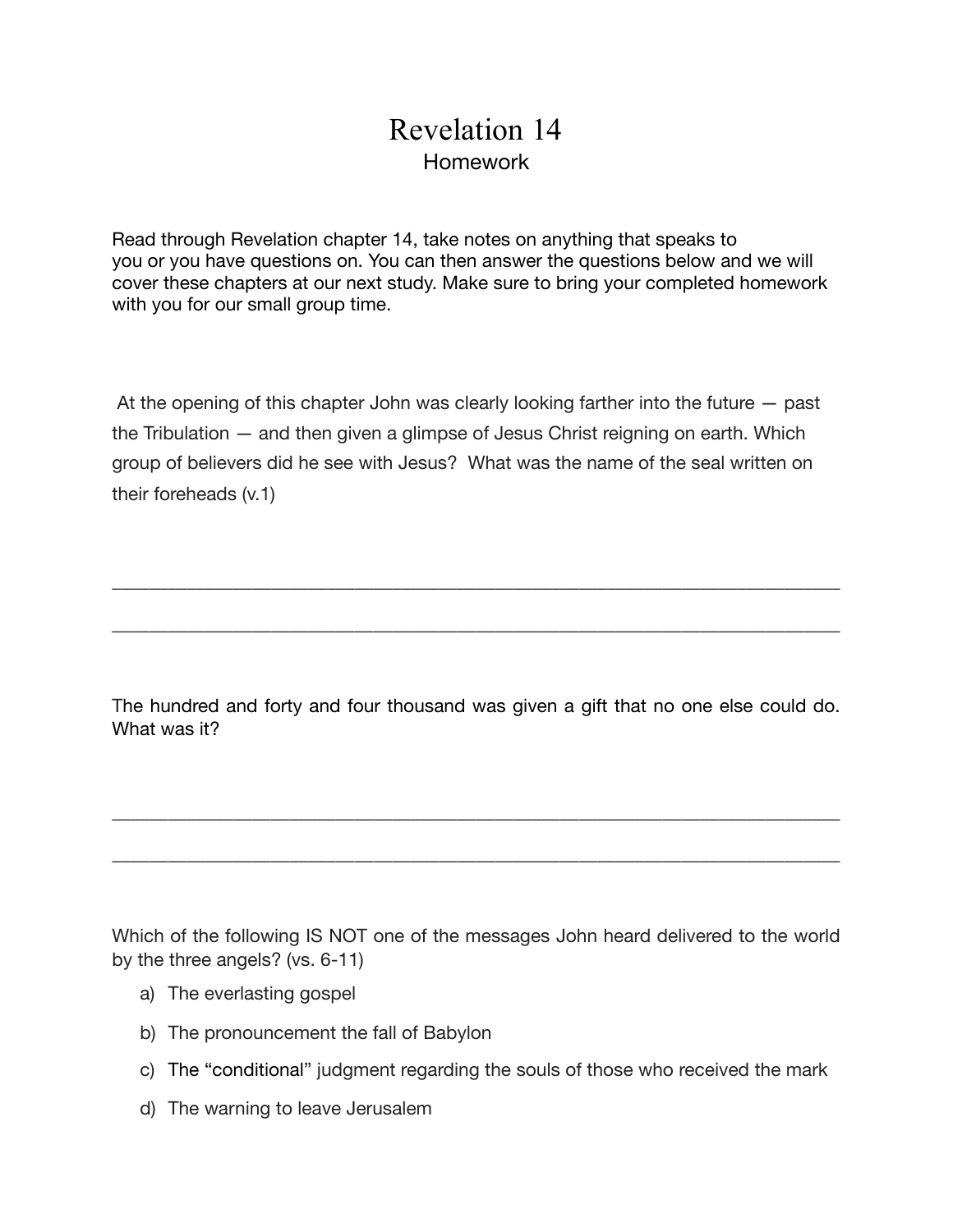# Revelation 14

## Homework

Read through Revelation chapter 14, take notes on anything that speaks to you or you have questions on. You can then answer the questions below and we will cover these chapters at our next study. Make sure to bring your completed homework with you for our small group time.

At the opening of this chapter John was clearly looking farther into the future — past the Tribulation — and then given a glimpse of Jesus Christ reigning on earth. Which group of believers did he see with Jesus? What was the name of the seal written on their foreheads (v.1)

\_\_\_\_\_\_\_\_\_\_\_\_\_\_\_\_\_\_\_\_\_\_\_\_\_\_\_\_\_\_\_\_\_\_\_\_\_\_\_\_\_\_\_\_\_\_\_\_\_\_\_\_\_\_\_\_\_\_\_\_\_\_\_\_\_\_\_\_\_\_\_\_

\_\_\_\_\_\_\_\_\_\_\_\_\_\_\_\_\_\_\_\_\_\_\_\_\_\_\_\_\_\_\_\_\_\_\_\_\_\_\_\_\_\_\_\_\_\_\_\_\_\_\_\_\_\_\_\_\_\_\_\_\_\_\_\_\_\_\_\_\_\_\_\_

The hundred and forty and four thousand was given a gift that no one else could do. What was it?

\_\_\_\_\_\_\_\_\_\_\_\_\_\_\_\_\_\_\_\_\_\_\_\_\_\_\_\_\_\_\_\_\_\_\_\_\_\_\_\_\_\_\_\_\_\_\_\_\_\_\_\_\_\_\_\_\_\_\_\_\_\_\_\_\_\_\_\_\_\_\_\_

\_\_\_\_\_\_\_\_\_\_\_\_\_\_\_\_\_\_\_\_\_\_\_\_\_\_\_\_\_\_\_\_\_\_\_\_\_\_\_\_\_\_\_\_\_\_\_\_\_\_\_\_\_\_\_\_\_\_\_\_\_\_\_\_\_\_\_\_\_\_\_\_

Which of the following IS NOT one of the messages John heard delivered to the world by the three angels? (vs. 6-11)

a) The everlasting gospel

b) The pronouncement the fall of Babylon

c) The "conditional" judgment regarding the souls of those who received the mark

d) The warning to leave Jerusalem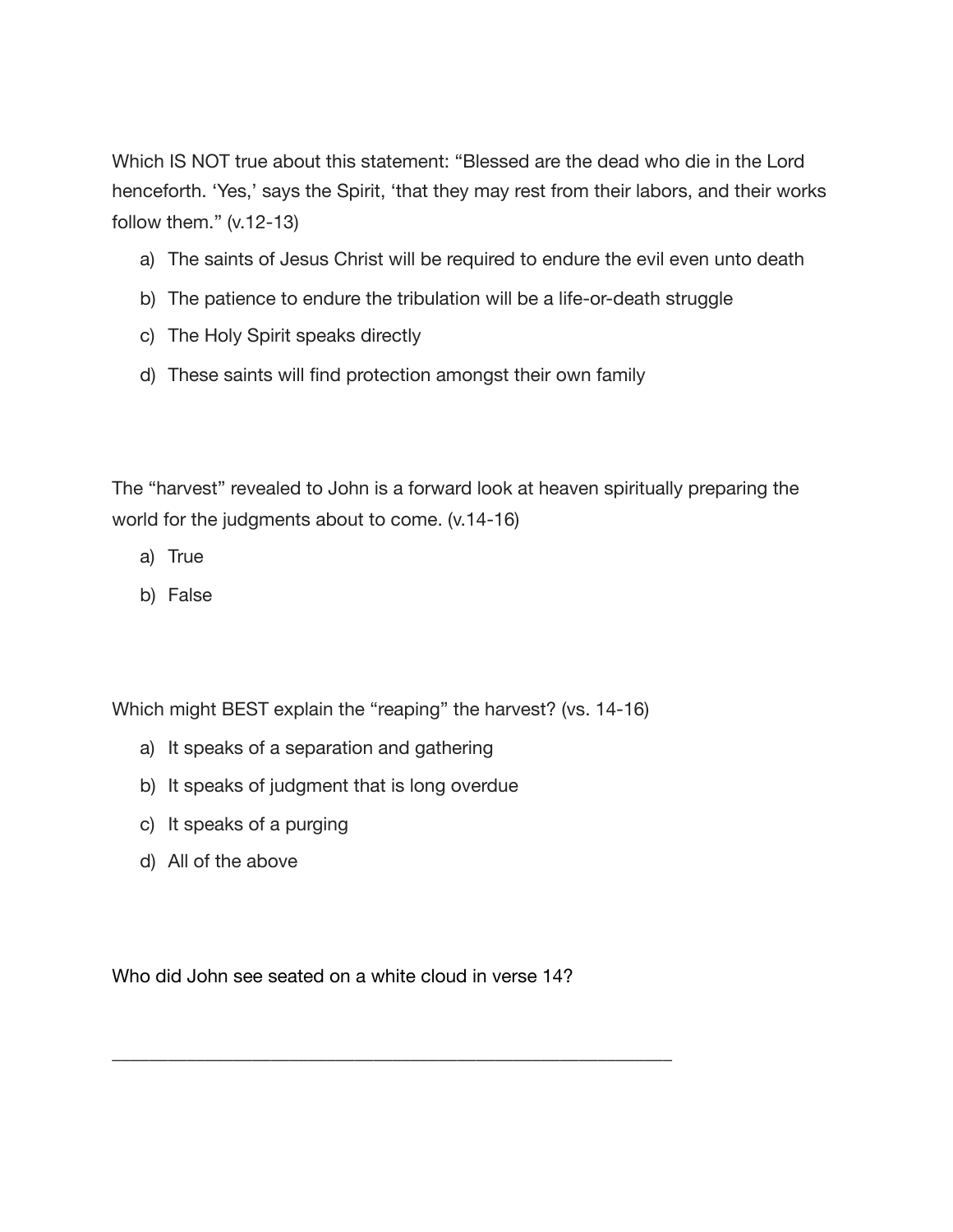Which IS NOT true about this statement: "Blessed are the dead who die in the Lord henceforth. 'Yes,' says the Spirit, 'that they may rest from their labors, and their works follow them." (v.12-13)

a) The saints of Jesus Christ will be required to endure the evil even unto death
b) The patience to endure the tribulation will be a life-or-death struggle
c) The Holy Spirit speaks directly
d) These saints will find protection amongst their own family

The "harvest" revealed to John is a forward look at heaven spiritually preparing the world for the judgments about to come. (v.14-16)

a) True
b) False

Which might BEST explain the "reaping" the harvest? (vs. 14-16)

a) It speaks of a separation and gathering
b) It speaks of judgment that is long overdue
c) It speaks of a purging
d) All of the above

Who did John see seated on a white cloud in verse 14?

\_\_\_\_\_\_\_\_\_\_\_\_\_\_\_\_\_\_\_\_\_\_\_\_\_\_\_\_\_\_\_\_\_\_\_\_\_\_\_\_\_\_\_\_\_\_\_\_\_\_\_\_\_\_\_\_\_\_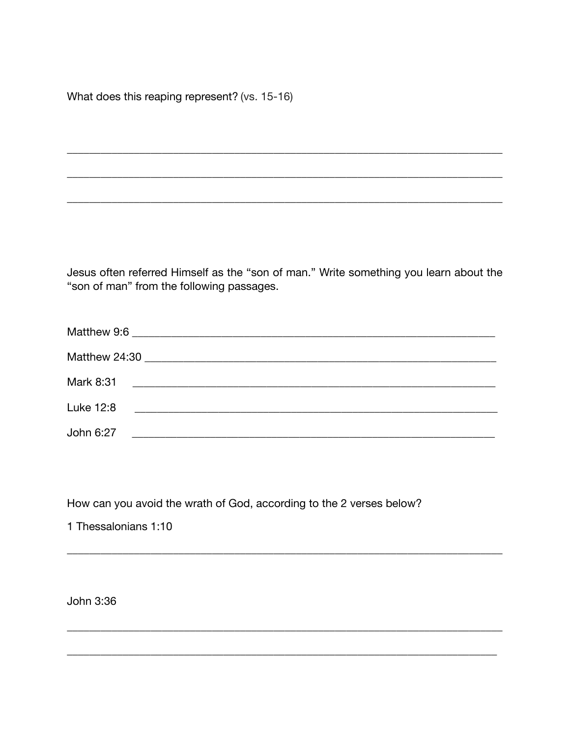What does this reaping represent? (vs. 15-16)

\_\_\_\_\_\_\_\_\_\_\_\_\_\_\_\_\_\_\_\_\_\_\_\_\_\_\_\_\_\_\_\_\_\_\_\_\_\_\_\_\_\_\_\_\_\_\_\_\_\_\_\_\_\_\_\_\_\_\_\_\_\_\_\_\_\_\_\_\_\_\_\_

\_\_\_\_\_\_\_\_\_\_\_\_\_\_\_\_\_\_\_\_\_\_\_\_\_\_\_\_\_\_\_\_\_\_\_\_\_\_\_\_\_\_\_\_\_\_\_\_\_\_\_\_\_\_\_\_\_\_\_\_\_\_\_\_\_\_\_\_\_\_\_\_

\_\_\_\_\_\_\_\_\_\_\_\_\_\_\_\_\_\_\_\_\_\_\_\_\_\_\_\_\_\_\_\_\_\_\_\_\_\_\_\_\_\_\_\_\_\_\_\_\_\_\_\_\_\_\_\_\_\_\_\_\_\_\_\_\_\_\_\_\_\_\_\_

Jesus often referred Himself as the "son of man." Write something you learn about the "son of man" from the following passages.

Matthew 9:6 \_\_\_\_\_\_\_\_\_\_\_\_\_\_\_\_\_\_\_\_\_\_\_\_\_\_\_\_\_\_\_\_\_\_\_\_\_\_\_\_\_\_\_\_\_\_\_\_\_\_\_\_\_\_\_\_\_\_\_\_

Matthew 24:30 \_\_\_\_\_\_\_\_\_\_\_\_\_\_\_\_\_\_\_\_\_\_\_\_\_\_\_\_\_\_\_\_\_\_\_\_\_\_\_\_\_\_\_\_\_\_\_\_\_\_\_\_\_\_\_\_\_\_

Mark 8:31 \_\_\_\_\_\_\_\_\_\_\_\_\_\_\_\_\_\_\_\_\_\_\_\_\_\_\_\_\_\_\_\_\_\_\_\_\_\_\_\_\_\_\_\_\_\_\_\_\_\_\_\_\_\_\_\_\_\_\_\_

Luke 12:8 \_\_\_\_\_\_\_\_\_\_\_\_\_\_\_\_\_\_\_\_\_\_\_\_\_\_\_\_\_\_\_\_\_\_\_\_\_\_\_\_\_\_\_\_\_\_\_\_\_\_\_\_\_\_\_\_\_\_\_\_

John 6:27 \_\_\_\_\_\_\_\_\_\_\_\_\_\_\_\_\_\_\_\_\_\_\_\_\_\_\_\_\_\_\_\_\_\_\_\_\_\_\_\_\_\_\_\_\_\_\_\_\_\_\_\_\_\_\_\_\_\_\_\_

How can you avoid the wrath of God, according to the 2 verses below?

1 Thessalonians 1:10

\_\_\_\_\_\_\_\_\_\_\_\_\_\_\_\_\_\_\_\_\_\_\_\_\_\_\_\_\_\_\_\_\_\_\_\_\_\_\_\_\_\_\_\_\_\_\_\_\_\_\_\_\_\_\_\_\_\_\_\_\_\_\_\_\_\_\_\_\_\_\_\_

John 3:36

\_\_\_\_\_\_\_\_\_\_\_\_\_\_\_\_\_\_\_\_\_\_\_\_\_\_\_\_\_\_\_\_\_\_\_\_\_\_\_\_\_\_\_\_\_\_\_\_\_\_\_\_\_\_\_\_\_\_\_\_\_\_\_\_\_\_\_\_\_\_\_\_

\_\_\_\_\_\_\_\_\_\_\_\_\_\_\_\_\_\_\_\_\_\_\_\_\_\_\_\_\_\_\_\_\_\_\_\_\_\_\_\_\_\_\_\_\_\_\_\_\_\_\_\_\_\_\_\_\_\_\_\_\_\_\_\_\_\_\_\_\_\_\_\_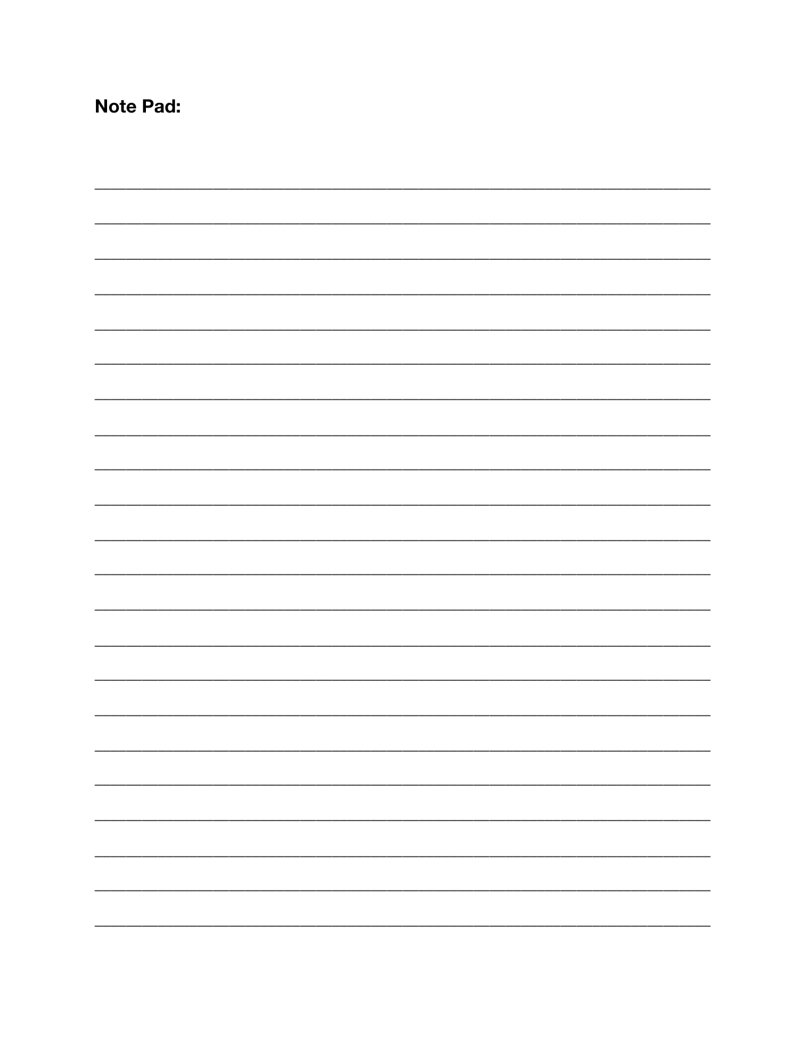**Note Pad:**